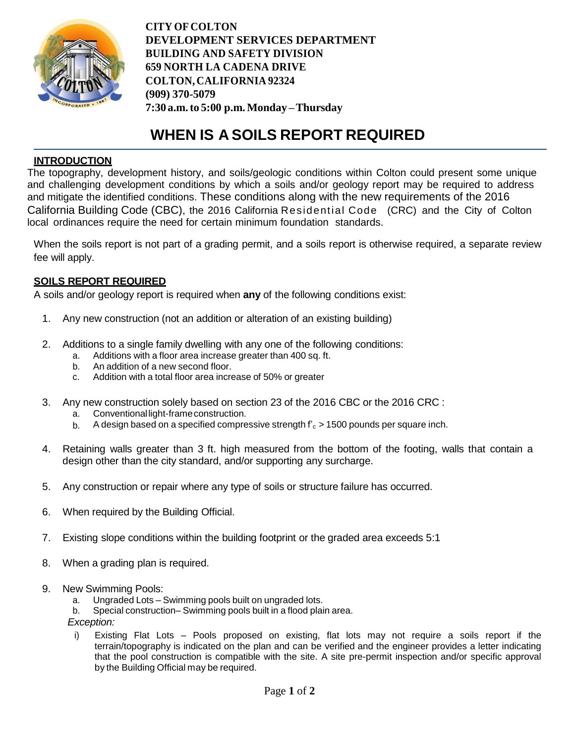**CITY OF COLTON**
**DEVELOPMENT SERVICES DEPARTMENT**
**BUILDING AND SAFETY DIVISION**
**659 NORTH LA CADENA DRIVE**
**COLTON, CALIFORNIA 92324**
**(909) 370-5079**
**7:30 a.m. to 5:00 p.m. Monday – Thursday**

# WHEN IS A SOILS REPORT REQUIRED

## INTRODUCTION

The topography, development history, and soils/geologic conditions within Colton could present some unique and challenging development conditions by which a soils and/or geology report may be required to address and mitigate the identified conditions. These conditions along with the new requirements of the 2016 California Building Code (CBC), the 2016 California Residential Code (CRC) and the City of Colton local ordinances require the need for certain minimum foundation standards.

When the soils report is not part of a grading permit, and a soils report is otherwise required, a separate review fee will apply.

## SOILS REPORT REQUIRED

A soils and/or geology report is required when **any** of the following conditions exist:

1. Any new construction (not an addition or alteration of an existing building)

2. Additions to a single family dwelling with any one of the following conditions:
   a. Additions with a floor area increase greater than 400 sq. ft.
   b. An addition of a new second floor.
   c. Addition with a total floor area increase of 50% or greater

3. Any new construction solely based on section 23 of the 2016 CBC or the 2016 CRC :
   a. Conventional light-frame construction.
   b. A design based on a specified compressive strength $f'_c$ > 1500 pounds per square inch.

4. Retaining walls greater than 3 ft. high measured from the bottom of the footing, walls that contain a design other than the city standard, and/or supporting any surcharge.

5. Any construction or repair where any type of soils or structure failure has occurred.

6. When required by the Building Official.

7. Existing slope conditions within the building footprint or the graded area exceeds 5:1

8. When a grading plan is required.

9. New Swimming Pools:
   a. Ungraded Lots – Swimming pools built on ungraded lots.
   b. Special construction– Swimming pools built in a flood plain area.

   *Exception:*

   i) Existing Flat Lots – Pools proposed on existing, flat lots may not require a soils report if the terrain/topography is indicated on the plan and can be verified and the engineer provides a letter indicating that the pool construction is compatible with the site. A site pre-permit inspection and/or specific approval by the Building Official may be required.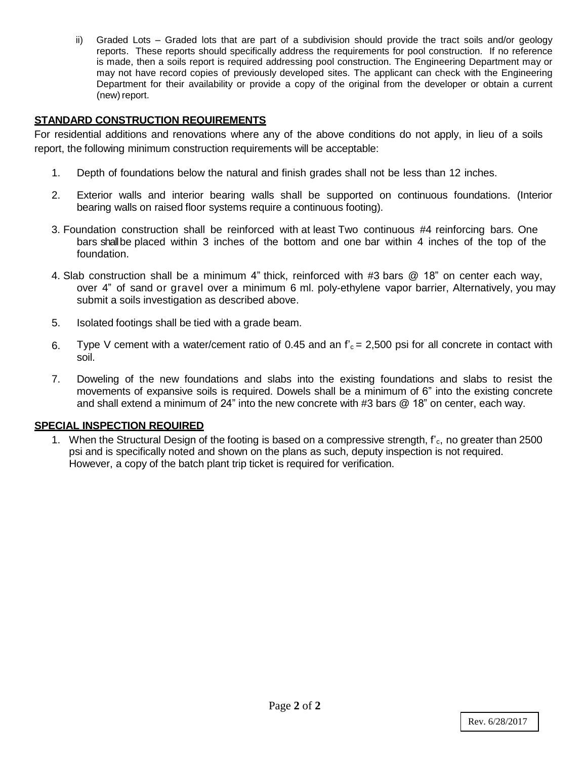ii) Graded Lots – Graded lots that are part of a subdivision should provide the tract soils and/or geology reports. These reports should specifically address the requirements for pool construction. If no reference is made, then a soils report is required addressing pool construction. The Engineering Department may or may not have record copies of previously developed sites. The applicant can check with the Engineering Department for their availability or provide a copy of the original from the developer or obtain a current (new) report.

## STANDARD CONSTRUCTION REQUIREMENTS

For residential additions and renovations where any of the above conditions do not apply, in lieu of a soils report, the following minimum construction requirements will be acceptable:

1. Depth of foundations below the natural and finish grades shall not be less than 12 inches.
2. Exterior walls and interior bearing walls shall be supported on continuous foundations. (Interior bearing walls on raised floor systems require a continuous footing).
3. Foundation construction shall be reinforced with at least Two continuous #4 reinforcing bars. One bars shall be placed within 3 inches of the bottom and one bar within 4 inches of the top of the foundation.
4. Slab construction shall be a minimum 4" thick, reinforced with #3 bars @ 18" on center each way, over 4" of sand or gravel over a minimum 6 ml. poly-ethylene vapor barrier, Alternatively, you may submit a soils investigation as described above.
5. Isolated footings shall be tied with a grade beam.
6. Type V cement with a water/cement ratio of 0.45 and an $f'_c$ = 2,500 psi for all concrete in contact with soil.
7. Doweling of the new foundations and slabs into the existing foundations and slabs to resist the movements of expansive soils is required. Dowels shall be a minimum of 6" into the existing concrete and shall extend a minimum of 24" into the new concrete with #3 bars @ 18" on center, each way.

## SPECIAL INSPECTION REQUIRED

1. When the Structural Design of the footing is based on a compressive strength, $f'_c$, no greater than 2500 psi and is specifically noted and shown on the plans as such, deputy inspection is not required. However, a copy of the batch plant trip ticket is required for verification.

Rev. 6/28/2017